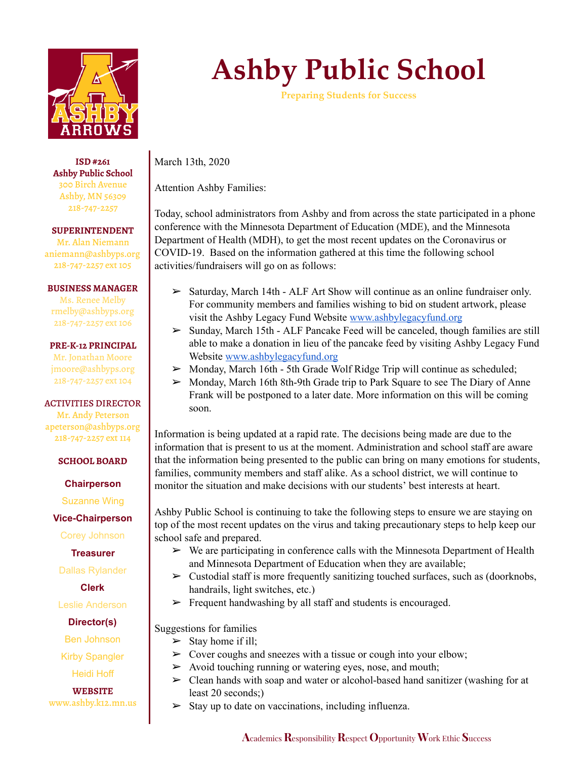# Ashby Public School

**Preparing Students for Success**

**ISD #261**
**Ashby Public School**
300 Birch Avenue
Ashby, MN 56309
218-747-2257

**SUPERINTENDENT**
Mr. Alan Niemann
aniemann@ashbyps.org
218-747-2257 ext 105

**BUSINESS MANAGER**
Ms. Renee Melby
rmelby@ashbyps.org
218-747-2257 ext 106

**PRE-K-12 PRINCIPAL**
Mr. Jonathan Moore
jmoore@ashbyps.org
218-747-2257 ext 104

**ACTIVITIES DIRECTOR**
Mr. Andy Peterson
apeterson@ashbyps.org
218-747-2257 ext 114

**SCHOOL BOARD**

**Chairperson**
Suzanne Wing

**Vice-Chairperson**
Corey Johnson

**Treasurer**
Dallas Rylander

**Clerk**
Leslie Anderson

**Director(s)**
Ben Johnson
Kirby Spangler
Heidi Hoff

**WEBSITE**
www.ashby.k12.mn.us

---

March 13th, 2020

Attention Ashby Families:

Today, school administrators from Ashby and from across the state participated in a phone conference with the Minnesota Department of Education (MDE), and the Minnesota Department of Health (MDH), to get the most recent updates on the Coronavirus or COVID-19. Based on the information gathered at this time the following school activities/fundraisers will go on as follows:

- Saturday, March 14th - ALF Art Show will continue as an online fundraiser only. For community members and families wishing to bid on student artwork, please visit the Ashby Legacy Fund Website www.ashbylegacyfund.org
- Sunday, March 15th - ALF Pancake Feed will be canceled, though families are still able to make a donation in lieu of the pancake feed by visiting Ashby Legacy Fund Website www.ashbylegacyfund.org
- Monday, March 16th - 5th Grade Wolf Ridge Trip will continue as scheduled;
- Monday, March 16th 8th-9th Grade trip to Park Square to see The Diary of Anne Frank will be postponed to a later date. More information on this will be coming soon.

Information is being updated at a rapid rate. The decisions being made are due to the information that is present to us at the moment. Administration and school staff are aware that the information being presented to the public can bring on many emotions for students, families, community members and staff alike. As a school district, we will continue to monitor the situation and make decisions with our students' best interests at heart.

Ashby Public School is continuing to take the following steps to ensure we are staying on top of the most recent updates on the virus and taking precautionary steps to help keep our school safe and prepared.

- We are participating in conference calls with the Minnesota Department of Health and Minnesota Department of Education when they are available;
- Custodial staff is more frequently sanitizing touched surfaces, such as (doorknobs, handrails, light switches, etc.)
- Frequent handwashing by all staff and students is encouraged.

Suggestions for families

- Stay home if ill;
- Cover coughs and sneezes with a tissue or cough into your elbow;
- Avoid touching running or watering eyes, nose, and mouth;
- Clean hands with soap and water or alcohol-based hand sanitizer (washing for at least 20 seconds;)
- Stay up to date on vaccinations, including influenza.

**A**cademics **R**esponsibility **R**espect **O**pportunity **W**ork Ethic **S**uccess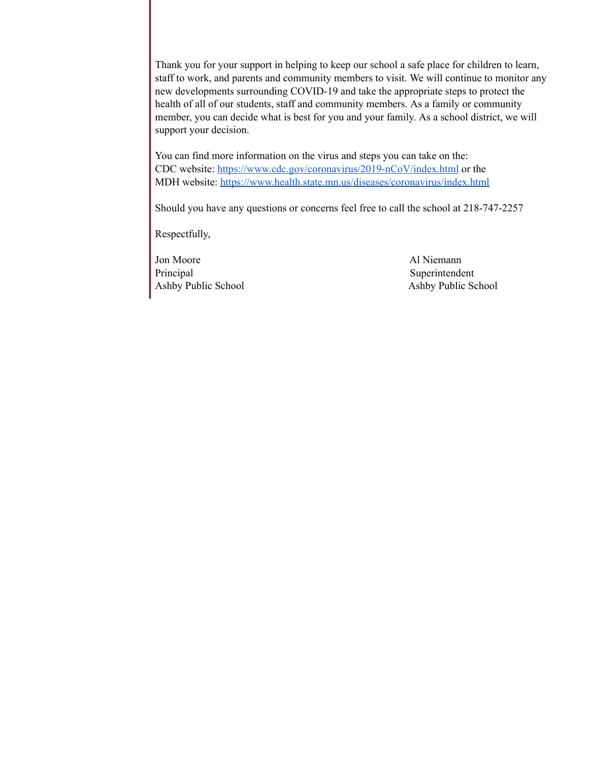Thank you for your support in helping to keep our school a safe place for children to learn, staff to work, and parents and community members to visit. We will continue to monitor any new developments surrounding COVID-19 and take the appropriate steps to protect the health of all of our students, staff and community members. As a family or community member, you can decide what is best for you and your family. As a school district, we will support your decision.

You can find more information on the virus and steps you can take on the:
CDC website: [https://www.cdc.gov/coronavirus/2019-nCoV/index.html](https://www.cdc.gov/coronavirus/2019-nCoV/index.html) or the
MDH website: [https://www.health.state.mn.us/diseases/coronavirus/index.html](https://www.health.state.mn.us/diseases/coronavirus/index.html)

Should you have any questions or concerns feel free to call the school at 218-747-2257

Respectfully,

Jon Moore
Principal
Ashby Public School

Al Niemann
Superintendent
Ashby Public School